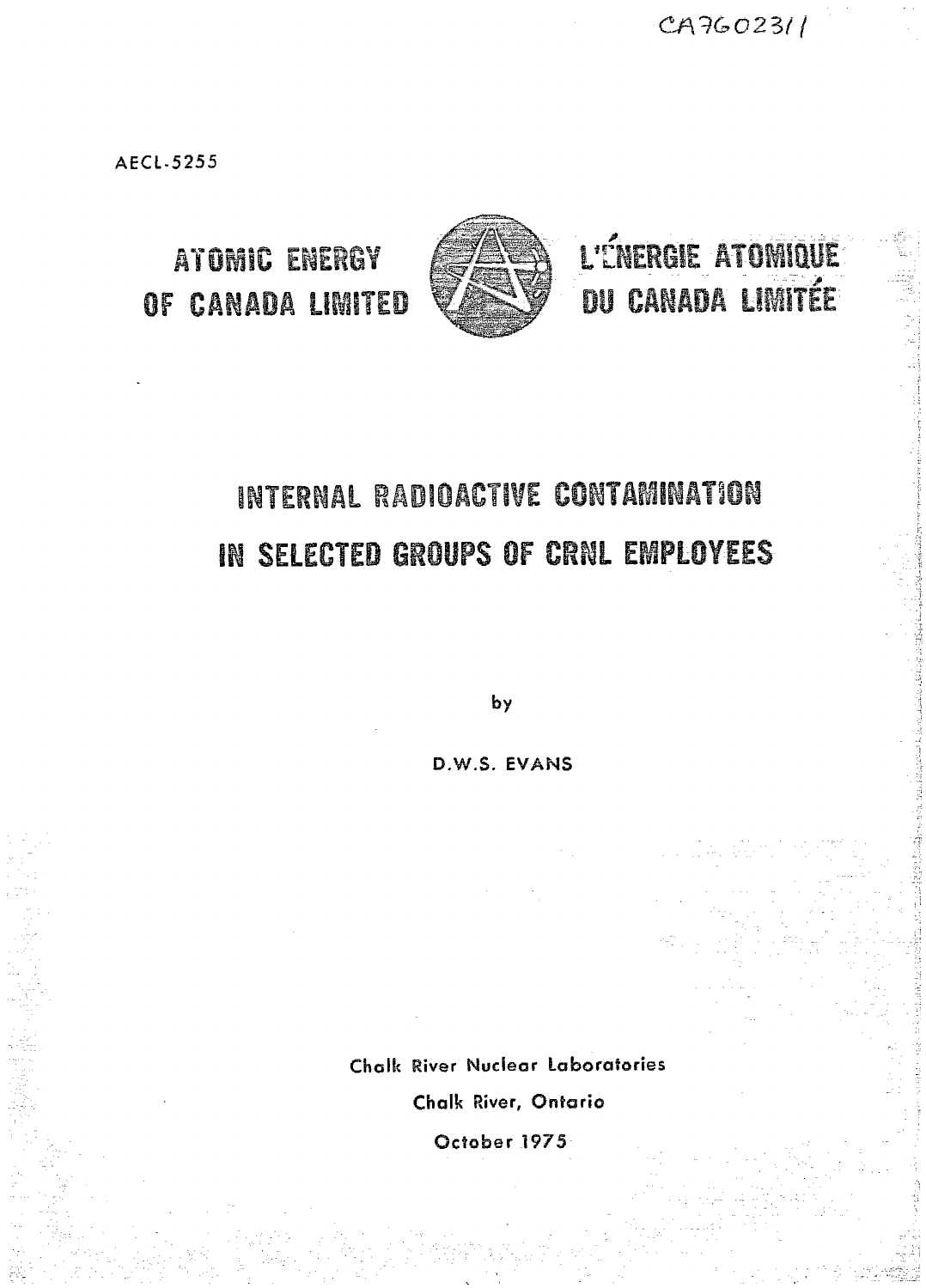CA7602311

AECL-5255

**ATOMIC ENERGY OF CANADA LIMITED** | **L'ÉNERGIE ATOMIQUE DU CANADA LIMITÉE**

# INTERNAL RADIOACTIVE CONTAMINATION IN SELECTED GROUPS OF CRNL EMPLOYEES

by

D.W.S. EVANS

Chalk River Nuclear Laboratories

Chalk River, Ontario

October 1975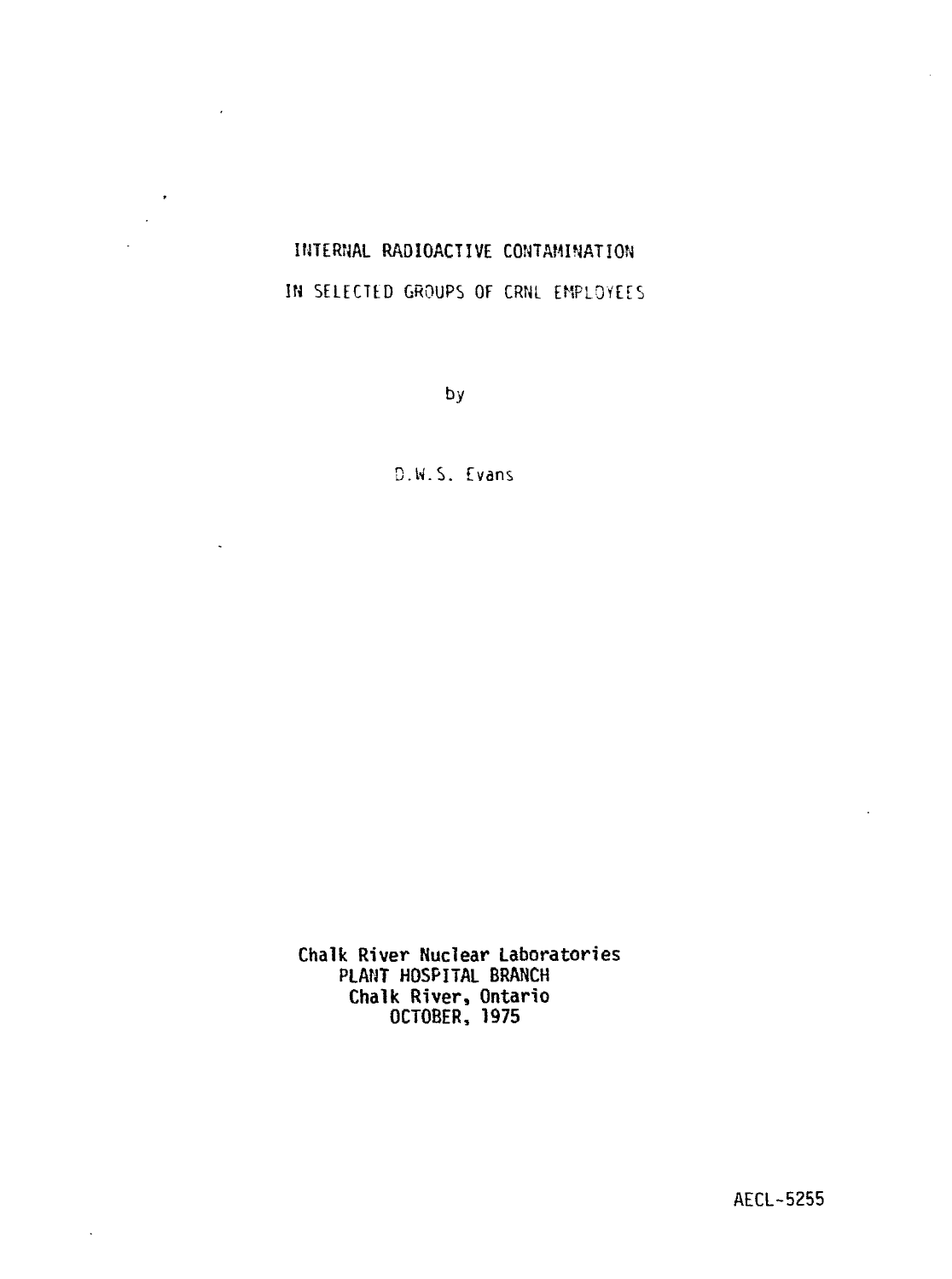# INTERNAL RADIOACTIVE CONTAMINATION

## IN SELECTED GROUPS OF CRNL EMPLOYEES

by

D.W.S. Evans

**Chalk River Nuclear Laboratories**
**PLANT HOSPITAL BRANCH**
**Chalk River, Ontario**
**OCTOBER, 1975**

AECL-5255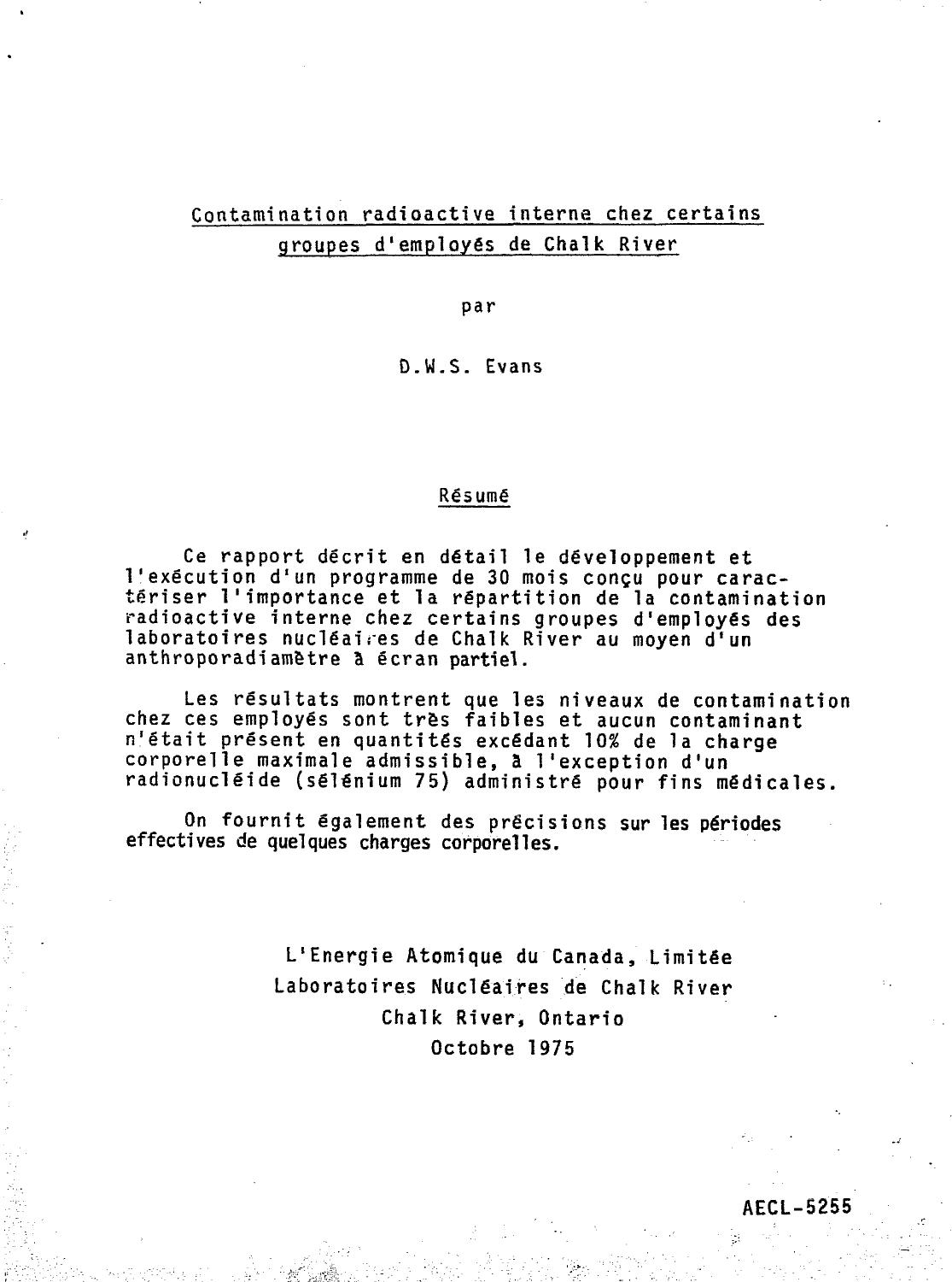# Contamination radioactive interne chez certains groupes d'employés de Chalk River

par

D.W.S. Evans

## Résumé

Ce rapport décrit en détail le développement et l'exécution d'un programme de 30 mois conçu pour caractériser l'importance et la répartition de la contamination radioactive interne chez certains groupes d'employés des laboratoires nucléaires de Chalk River au moyen d'un anthroporadiamètre à écran partiel.

Les résultats montrent que les niveaux de contamination chez ces employés sont très faibles et aucun contaminant n'était présent en quantités excédant 10% de la charge corporelle maximale admissible, à l'exception d'un radionucléide (sélénium 75) administré pour fins médicales.

On fournit également des précisions sur les périodes effectives de quelques charges corporelles.

L'Energie Atomique du Canada, Limitée
Laboratoires Nucléaires de Chalk River
Chalk River, Ontario
Octobre 1975

AECL-5255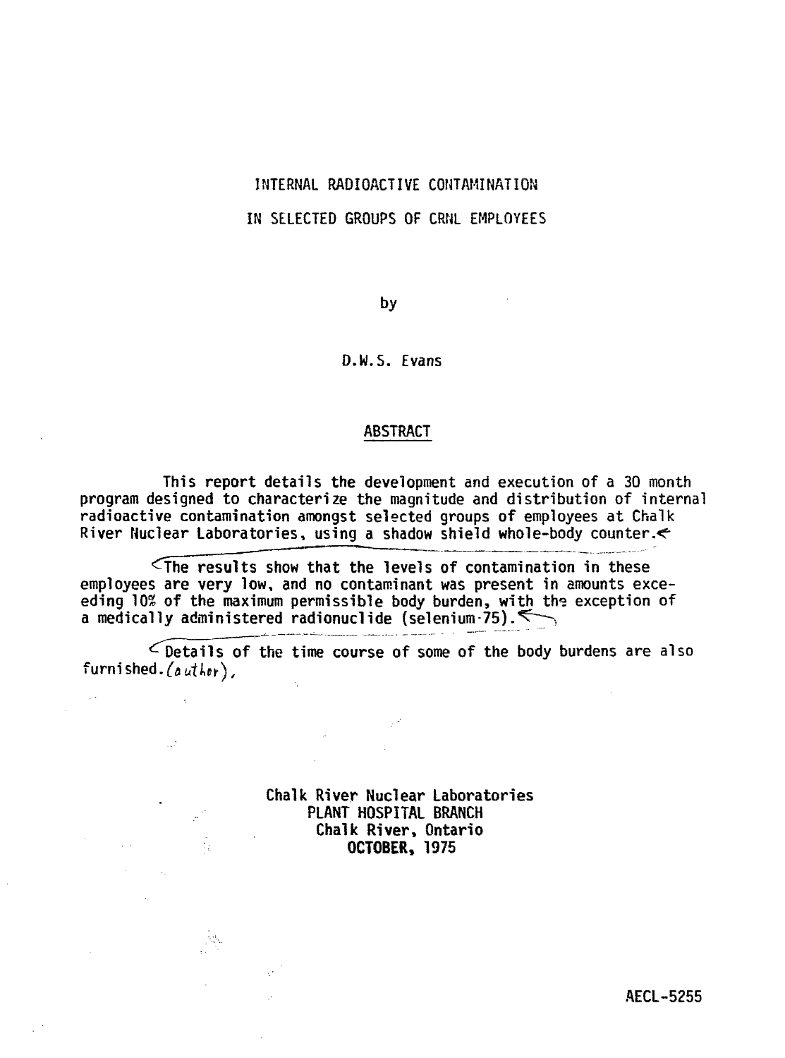# INTERNAL RADIOACTIVE CONTAMINATION

# IN SELECTED GROUPS OF CRNL EMPLOYEES

by

D.W.S. Evans

## ABSTRACT

This report details the development and execution of a 30 month program designed to characterize the magnitude and distribution of internal radioactive contamination amongst selected groups of employees at Chalk River Nuclear Laboratories, using a shadow shield whole-body counter.

The results show that the levels of contamination in these employees are very low, and no contaminant was present in amounts exceeding 10% of the maximum permissible body burden, with the exception of a medically administered radionuclide (selenium-75).

Details of the time course of some of the body burdens are also furnished. (author).

**Chalk River Nuclear Laboratories**
**PLANT HOSPITAL BRANCH**
**Chalk River, Ontario**
**OCTOBER, 1975**

**AECL-5255**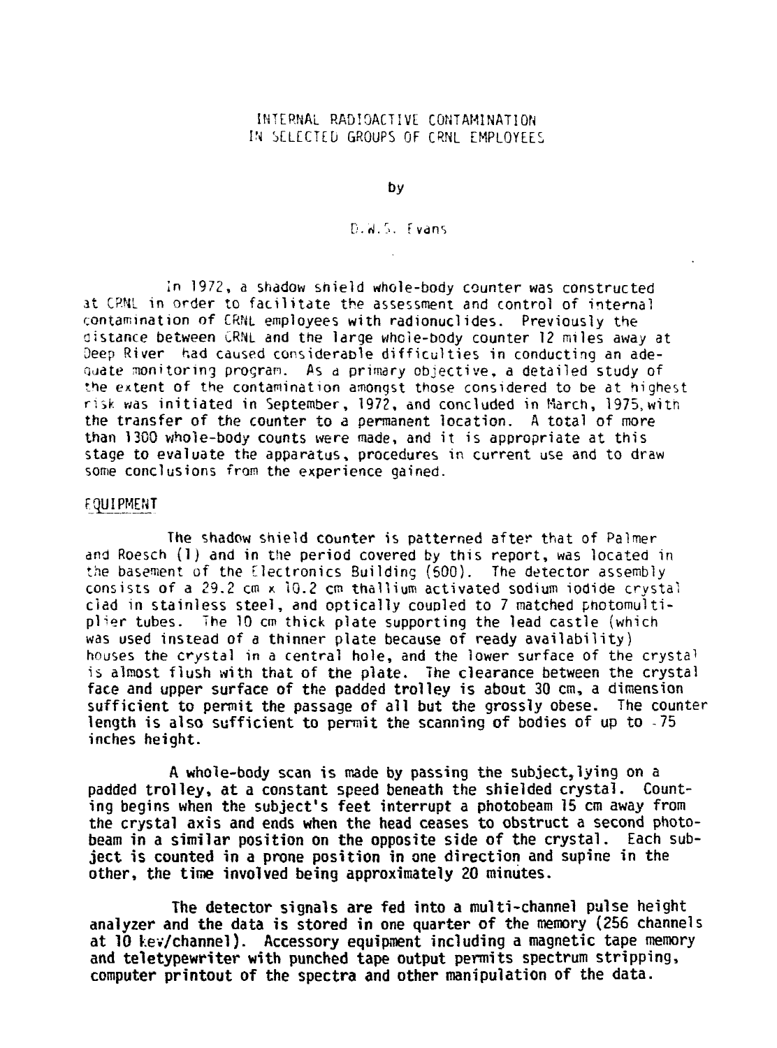# INTERNAL RADIOACTIVE CONTAMINATION IN SELECTED GROUPS OF CRNL EMPLOYEES

by

D.W.S. Evans

In 1972, a shadow shield whole-body counter was constructed at CRNL in order to facilitate the assessment and control of internal contamination of CRNL employees with radionuclides. Previously the distance between CRNL and the large whole-body counter 12 miles away at Deep River had caused considerable difficulties in conducting an adequate monitoring program. As a primary objective, a detailed study of the extent of the contamination amongst those considered to be at highest risk was initiated in September, 1972, and concluded in March, 1975, with the transfer of the counter to a permanent location. A total of more than 1300 whole-body counts were made, and it is appropriate at this stage to evaluate the apparatus, procedures in current use and to draw some conclusions from the experience gained.

## EQUIPMENT

The shadow shield counter is patterned after that of Palmer and Roesch (1) and in the period covered by this report, was located in the basement of the Electronics Building (600). The detector assembly consists of a 29.2 cm x 10.2 cm thallium activated sodium iodide crystal clad in stainless steel, and optically coupled to 7 matched photomultiplier tubes. The 10 cm thick plate supporting the lead castle (which was used instead of a thinner plate because of ready availability) houses the crystal in a central hole, and the lower surface of the crystal is almost flush with that of the plate. The clearance between the crystal face and upper surface of the padded trolley is about 30 cm, a dimension sufficient to permit the passage of all but the grossly obese. The counter length is also sufficient to permit the scanning of bodies of up to ~75 inches height.

A whole-body scan is made by passing the subject, lying on a padded trolley, at a constant speed beneath the shielded crystal. Counting begins when the subject's feet interrupt a photobeam 15 cm away from the crystal axis and ends when the head ceases to obstruct a second photobeam in a similar position on the opposite side of the crystal. Each subject is counted in a prone position in one direction and supine in the other, the time involved being approximately 20 minutes.

The detector signals are fed into a multi-channel pulse height analyzer and the data is stored in one quarter of the memory (256 channels at 10 keV/channel). Accessory equipment including a magnetic tape memory and teletypewriter with punched tape output permits spectrum stripping, computer printout of the spectra and other manipulation of the data.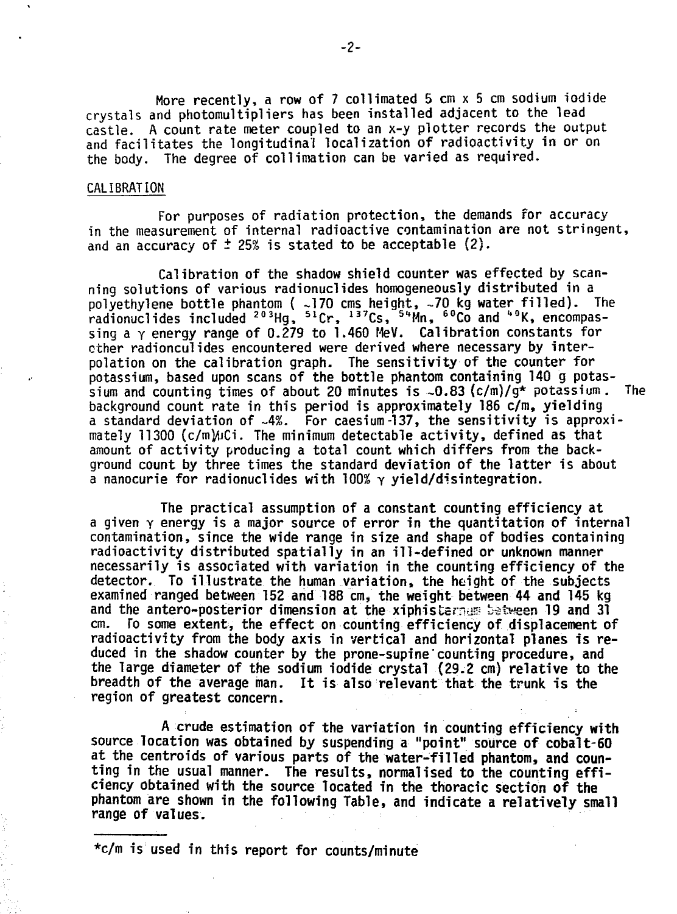More recently, a row of 7 collimated 5 cm x 5 cm sodium iodide crystals and photomultipliers has been installed adjacent to the lead castle. A count rate meter coupled to an x-y plotter records the output and facilitates the longitudinal localization of radioactivity in or on the body. The degree of collimation can be varied as required.

## CALIBRATION

For purposes of radiation protection, the demands for accuracy in the measurement of internal radioactive contamination are not stringent, and an accuracy of ± 25% is stated to be acceptable (2).

Calibration of the shadow shield counter was effected by scanning solutions of various radionuclides homogeneously distributed in a polyethylene bottle phantom ( ~170 cms height, ~70 kg water filled). The radionuclides included $^{203}$Hg, $^{51}$Cr, $^{137}$Cs, $^{54}$Mn, $^{60}$Co and $^{40}$K, encompassing a $\gamma$ energy range of 0.279 to 1.460 MeV. Calibration constants for other radioncul ides encountered were derived where necessary by interpolation on the calibration graph. The sensitivity of the counter for potassium, based upon scans of the bottle phantom containing 140 g potassium and counting times of about 20 minutes is ~0.83 (c/m)/g* potassium. The background count rate in this period is approximately 186 c/m, yielding a standard deviation of ~4%. For caesium-137, the sensitivity is approximately 11300 (c/m)/μCi. The minimum detectable activity, defined as that amount of activity producing a total count which differs from the background count by three times the standard deviation of the latter is about a nanocurie for radionuclides with 100% $\gamma$ yield/disintegration.

The practical assumption of a constant counting efficiency at a given $\gamma$ energy is a major source of error in the quantitation of internal contamination, since the wide range in size and shape of bodies containing radioactivity distributed spatially in an ill-defined or unknown manner necessarily is associated with variation in the counting efficiency of the detector. To illustrate the human variation, the height of the subjects examined ranged between 152 and 188 cm, the weight between 44 and 145 kg and the antero-posterior dimension at the xiphisternum between 19 and 31 cm. To some extent, the effect on counting efficiency of displacement of radioactivity from the body axis in vertical and horizontal planes is reduced in the shadow counter by the prone-supine counting procedure, and the large diameter of the sodium iodide crystal (29.2 cm) relative to the breadth of the average man. It is also relevant that the trunk is the region of greatest concern.

A crude estimation of the variation in counting efficiency with source location was obtained by suspending a "point" source of cobalt-60 at the centroids of various parts of the water-filled phantom, and counting in the usual manner. The results, normalised to the counting efficiency obtained with the source located in the thoracic section of the phantom are shown in the following Table, and indicate a relatively small range of values.

---

*c/m is used in this report for counts/minute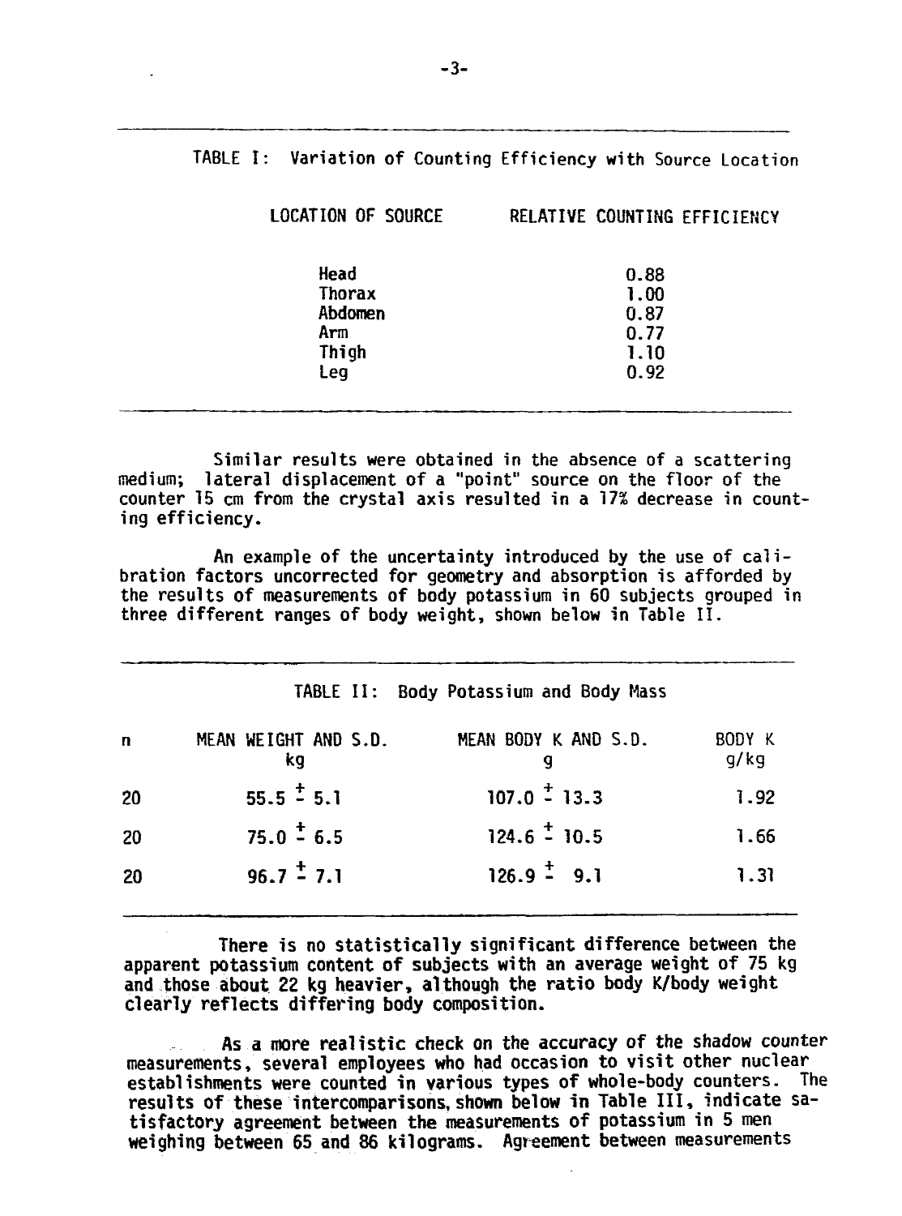TABLE I: Variation of Counting Efficiency with Source Location

| LOCATION OF SOURCE | RELATIVE COUNTING EFFICIENCY |
|---|---|
| Head | 0.88 |
| Thorax | 1.00 |
| Abdomen | 0.87 |
| Arm | 0.77 |
| Thigh | 1.10 |
| Leg | 0.92 |

Similar results were obtained in the absence of a scattering medium; lateral displacement of a "point" source on the floor of the counter 15 cm from the crystal axis resulted in a 17% decrease in counting efficiency.

An example of the uncertainty introduced by the use of calibration factors uncorrected for geometry and absorption is afforded by the results of measurements of body potassium in 60 subjects grouped in three different ranges of body weight, shown below in Table II.

TABLE II: Body Potassium and Body Mass

| n | MEAN WEIGHT AND S.D. kg | MEAN BODY K AND S.D. g | BODY K g/kg |
|---|---|---|---|
| 20 | $55.5 \pm 5.1$ | $107.0 \pm 13.3$ | 1.92 |
| 20 | $75.0 \pm 6.5$ | $124.6 \pm 10.5$ | 1.66 |
| 20 | $96.7 \pm 7.1$ | $126.9 \pm 9.1$ | 1.31 |

There is no statistically significant difference between the apparent potassium content of subjects with an average weight of 75 kg and those about 22 kg heavier, although the ratio body K/body weight clearly reflects differing body composition.

As a more realistic check on the accuracy of the shadow counter measurements, several employees who had occasion to visit other nuclear establishments were counted in various types of whole-body counters. The results of these intercomparisons, shown below in Table III, indicate satisfactory agreement between the measurements of potassium in 5 men weighing between 65 and 86 kilograms. Agreement between measurements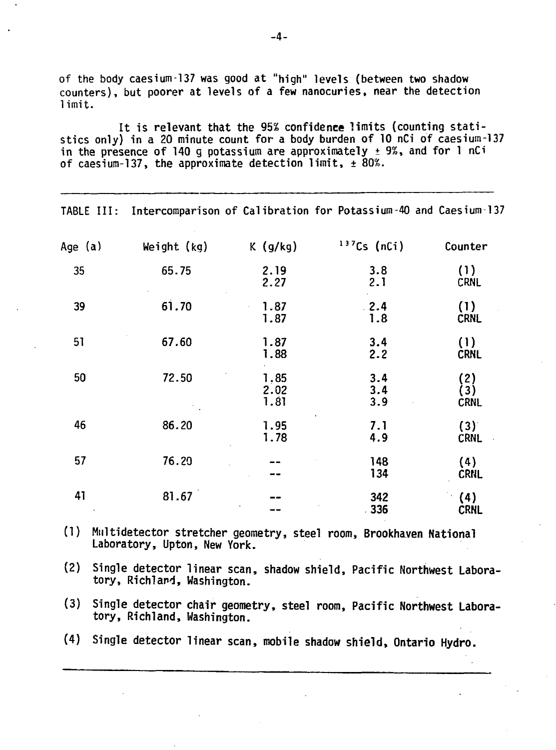of the body caesium-137 was good at "high" levels (between two shadow counters), but poorer at levels of a few nanocuries, near the detection limit.

It is relevant that the 95% confidence limits (counting statistics only) in a 20 minute count for a body burden of 10 nCi of caesium-137 in the presence of 140 g potassium are approximately ± 9%, and for 1 nCi of caesium-137, the approximate detection limit, ± 80%.

---

TABLE III: Intercomparison of Calibration for Potassium-40 and Caesium-137

| Age (a) | Weight (kg) | K (g/kg) | $^{137}Cs$ (nCi) | Counter |
|---|---|---|---|---|
| 35 | 65.75 | 2.19 | 3.8 | (1) |
| | | 2.27 | 2.1 | CRNL |
| 39 | 61.70 | 1.87 | 2.4 | (1) |
| | | 1.87 | 1.8 | CRNL |
| 51 | 67.60 | 1.87 | 3.4 | (1) |
| | | 1.88 | 2.2 | CRNL |
| 50 | 72.50 | 1.85 | 3.4 | (2) |
| | | 2.02 | 3.4 | (3) |
| | | 1.81 | 3.9 | CRNL |
| 46 | 86.20 | 1.95 | 7.1 | (3) |
| | | 1.78 | 4.9 | CRNL |
| 57 | 76.20 | -- | 148 | (4) |
| | | -- | 134 | CRNL |
| 41 | 81.67 | -- | 342 | (4) |
| | | -- | 336 | CRNL |

(1) Multidetector stretcher geometry, steel room, Brookhaven National Laboratory, Upton, New York.

(2) Single detector linear scan, shadow shield, Pacific Northwest Laboratory, Richland, Washington.

(3) Single detector chair geometry, steel room, Pacific Northwest Laboratory, Richland, Washington.

(4) Single detector linear scan, mobile shadow shield, Ontario Hydro.

---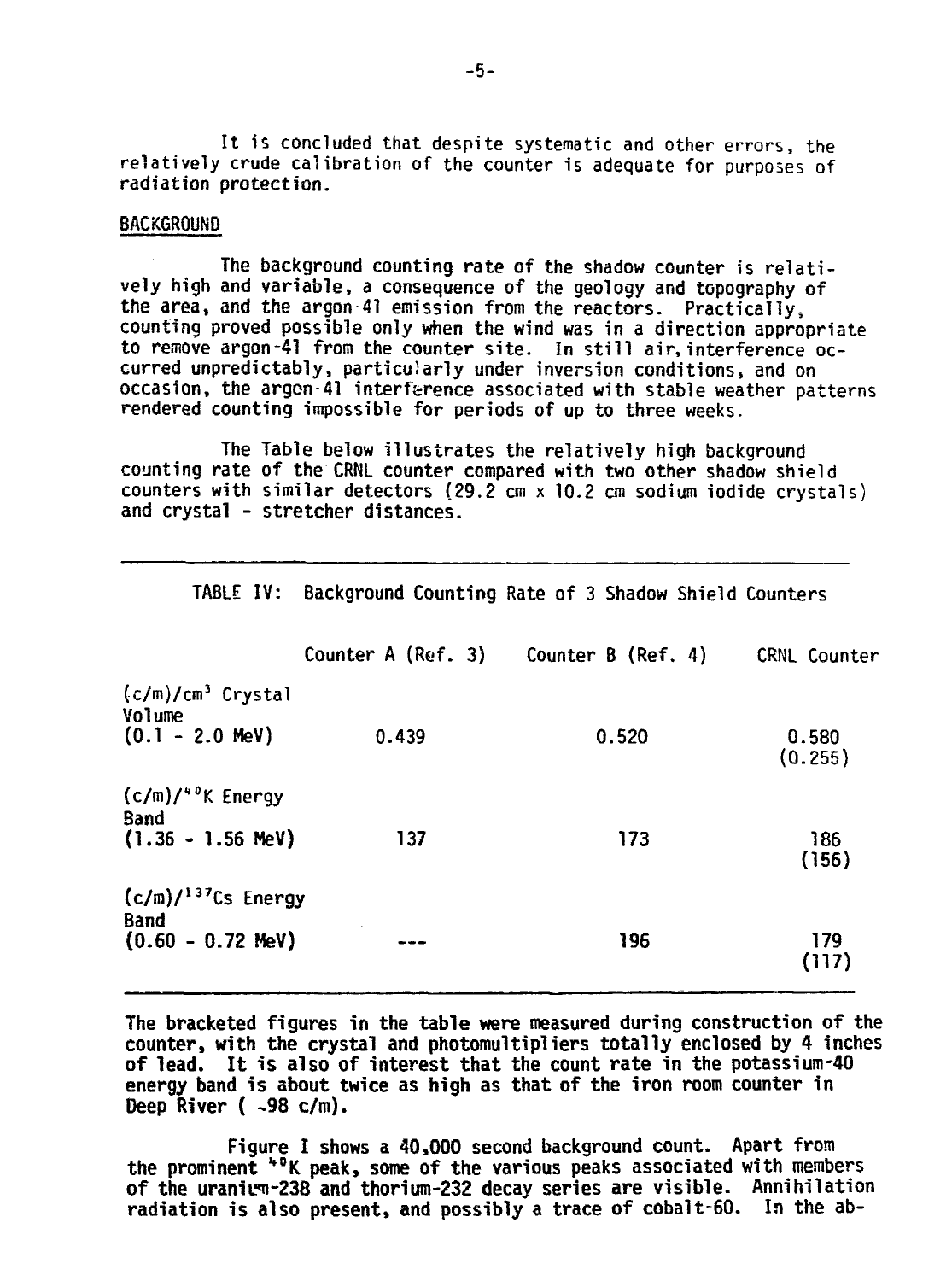It is concluded that despite systematic and other errors, the relatively crude calibration of the counter is adequate for purposes of radiation protection.

## BACKGROUND

The background counting rate of the shadow counter is relatively high and variable, a consequence of the geology and topography of the area, and the argon-41 emission from the reactors. Practically, counting proved possible only when the wind was in a direction appropriate to remove argon-41 from the counter site. In still air, interference occurred unpredictably, particularly under inversion conditions, and on occasion, the argon-41 interference associated with stable weather patterns rendered counting impossible for periods of up to three weeks.

The Table below illustrates the relatively high background counting rate of the CRNL counter compared with two other shadow shield counters with similar detectors (29.2 cm x 10.2 cm sodium iodide crystals) and crystal - stretcher distances.

TABLE IV: Background Counting Rate of 3 Shadow Shield Counters

| | Counter A (Ref. 3) | Counter B (Ref. 4) | CRNL Counter |
|---|---|---|---|
| (c/m)/$cm^3$ Crystal Volume (0.1 - 2.0 MeV) | 0.439 | 0.520 | 0.580 (0.255) |
| (c/m)/$^{40}$K Energy Band (1.36 - 1.56 MeV) | 137 | 173 | 186 (156) |
| (c/m)/$^{137}$Cs Energy Band (0.60 - 0.72 MeV) | --- | 196 | 179 (117) |

**The bracketed figures in the table were measured during construction of the counter, with the crystal and photomultipliers totally enclosed by 4 inches of lead. It is also of interest that the count rate in the potassium-40 energy band is about twice as high as that of the iron room counter in Deep River ( ~98 c/m).**

**Figure I shows a 40,000 second background count. Apart from the prominent $^{40}$K peak, some of the various peaks associated with members of the uranium-238 and thorium-232 decay series are visible. Annihilation radiation is also present, and possibly a trace of cobalt-60. In the ab-**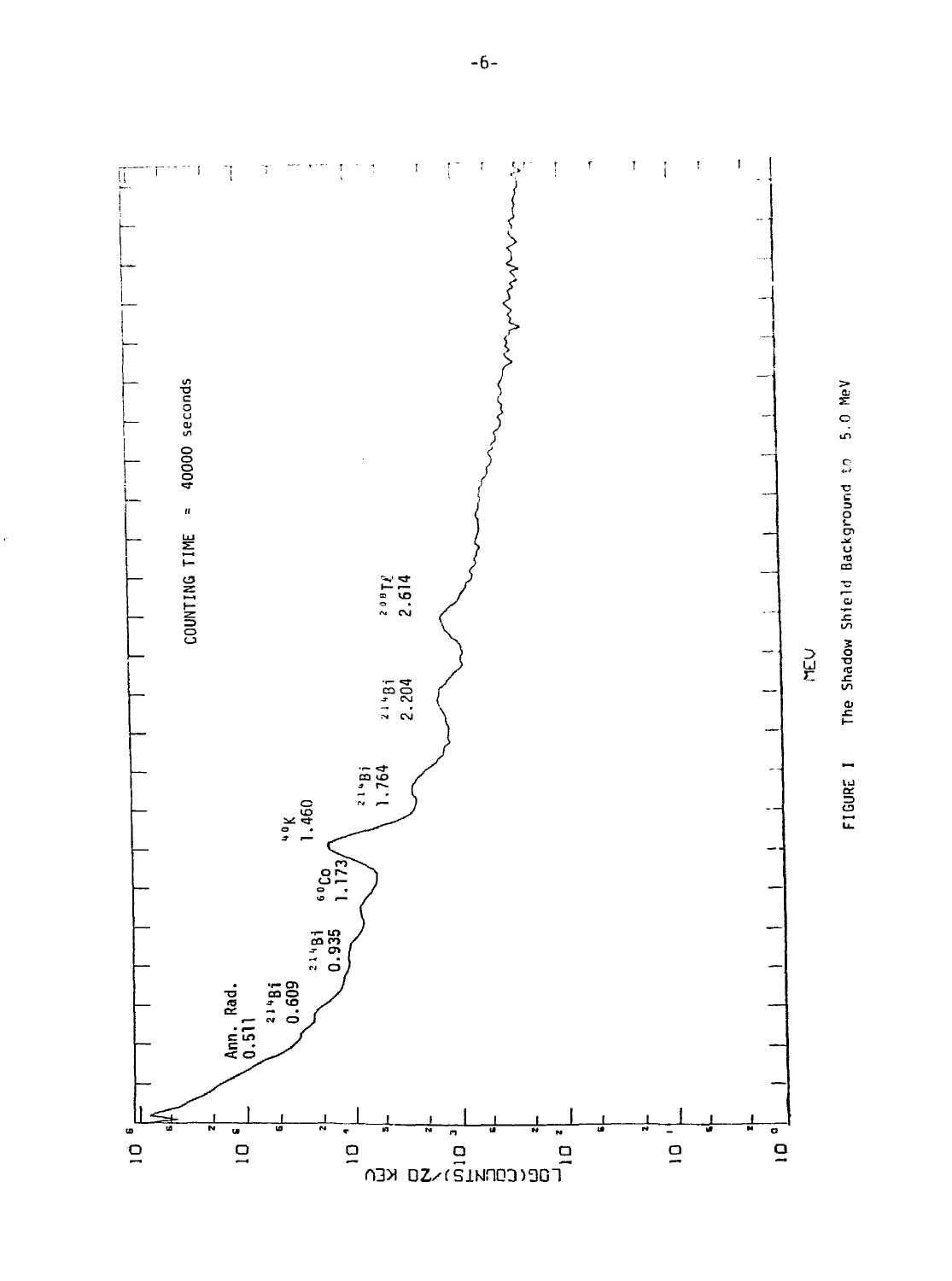COUNTING TIME = 40000 seconds

Ann. Rad. 0.511

$^{214}Bi$ 0.609

$^{214}Bi$ 0.935

$^{60}Co$ 1.173

$^{40}K$ 1.460

$^{214}Bi$ 1.764

$^{214}Bi$ 2.204

$^{208}Tl$ 2.614

LOG(COUNTS)/20 KEV

MEV

FIGURE I The Shadow Shield Background to 5.0 MeV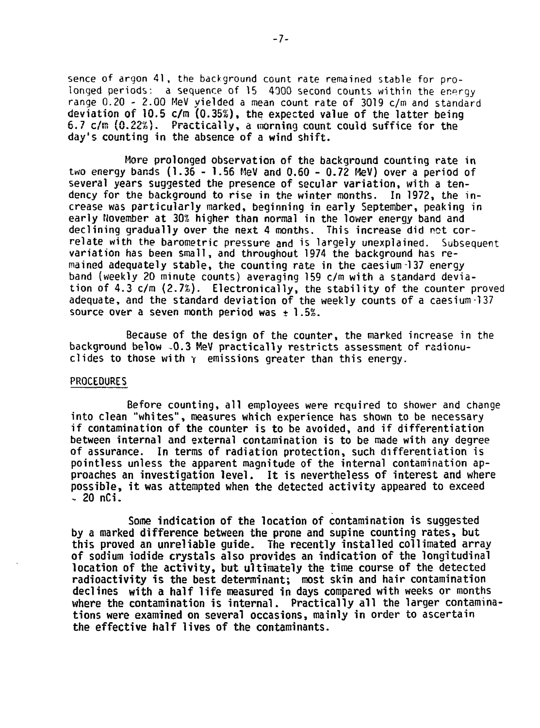sence of argon 41, the background count rate remained stable for prolonged periods: a sequence of 15 4000 second counts within the energy range 0.20 - 2.00 MeV yielded a mean count rate of 3019 c/m and standard deviation of 10.5 c/m (0.35%), the expected value of the latter being 6.7 c/m (0.22%). Practically, a morning count could suffice for the day's counting in the absence of a wind shift.

More prolonged observation of the background counting rate in two energy bands (1.36 - 1.56 MeV and 0.60 - 0.72 MeV) over a period of several years suggested the presence of secular variation, with a tendency for the background to rise in the winter months. In 1972, the increase was particularly marked, beginning in early September, peaking in early November at 30% higher than normal in the lower energy band and declining gradually over the next 4 months. This increase did not correlate with the barometric pressure and is largely unexplained. Subsequent variation has been small, and throughout 1974 the background has remained adequately stable, the counting rate in the caesium-137 energy band (weekly 20 minute counts) averaging 159 c/m with a standard deviation of 4.3 c/m (2.7%). Electronically, the stability of the counter proved adequate, and the standard deviation of the weekly counts of a caesium-137 source over a seven month period was ± 1.5%.

Because of the design of the counter, the marked increase in the background below ~0.3 MeV practically restricts assessment of radionuclides to those with $\gamma$ emissions greater than this energy.

## PROCEDURES

Before counting, all employees were required to shower and change into clean "whites", measures which experience has shown to be necessary if contamination of the counter is to be avoided, and if differentiation between internal and external contamination is to be made with any degree of assurance. In terms of radiation protection, such differentiation is pointless unless the apparent magnitude of the internal contamination approaches an investigation level. It is nevertheless of interest and where possible, it was attempted when the detected activity appeared to exceed ~ 20 nCi.

Some indication of the location of contamination is suggested by a marked difference between the prone and supine counting rates, but this proved an unreliable guide. The recently installed collimated array of sodium iodide crystals also provides an indication of the longitudinal location of the activity, but ultimately the time course of the detected radioactivity is the best determinant; most skin and hair contamination declines with a half life measured in days compared with weeks or months where the contamination is internal. Practically all the larger contaminations were examined on several occasions, mainly in order to ascertain the effective half lives of the contaminants.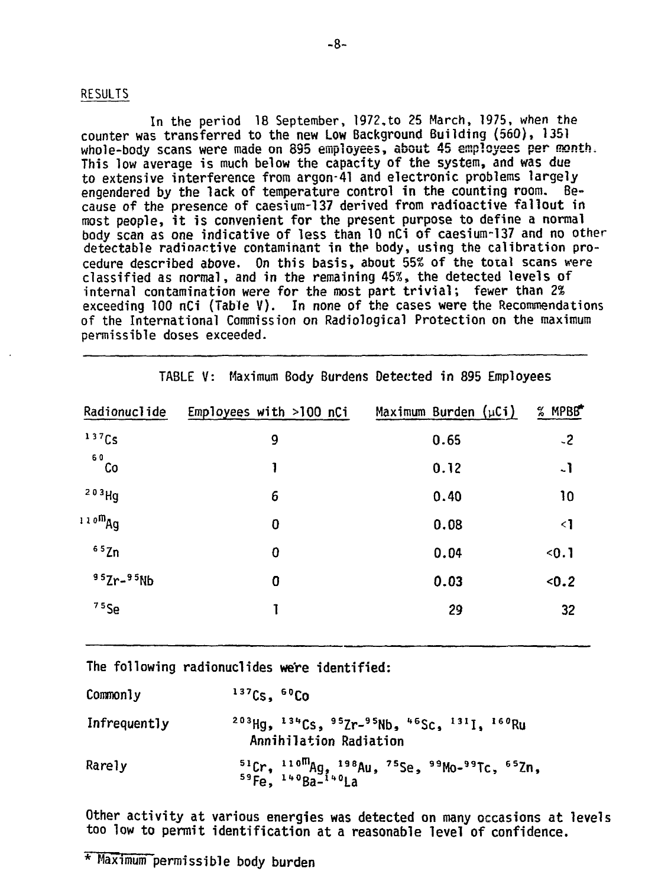## RESULTS

In the period 18 September, 1972, to 25 March, 1975, when the counter was transferred to the new Low Background Building (560), 1351 whole-body scans were made on 895 employees, about 45 employees per month. This low average is much below the capacity of the system, and was due to extensive interference from argon-41 and electronic problems largely engendered by the lack of temperature control in the counting room. Because of the presence of caesium-137 derived from radioactive fallout in most people, it is convenient for the present purpose to define a normal body scan as one indicative of less than 10 nCi of caesium-137 and no other detectable radioactive contaminant in the body, using the calibration procedure described above. On this basis, about 55% of the total scans were classified as normal, and in the remaining 45%, the detected levels of internal contamination were for the most part trivial; fewer than 2% exceeding 100 nCi (Table V). In none of the cases were the Recommendations of the International Commission on Radiological Protection on the maximum permissible doses exceeded.

TABLE V: Maximum Body Burdens Detected in 895 Employees

| Radionuclide | Employees with >100 nCi | Maximum Burden ($\mu$Ci) | % MPBB* |
|---|---|---|---|
| $^{137}$Cs | 9 | 0.65 | ~2 |
| $^{60}$Co | 1 | 0.12 | ~1 |
| $^{203}$Hg | 6 | 0.40 | 10 |
| $^{110m}$Ag | 0 | 0.08 | <1 |
| $^{65}$Zn | 0 | 0.04 | <0.1 |
| $^{95}$Zr-$^{95}$Nb | 0 | 0.03 | <0.2 |
| $^{75}$Se | 1 | 29 | 32 |

The following radionuclides were identified:

| | |
|---|---|
| Commonly | $^{137}$Cs, $^{60}$Co |
| Infrequently | $^{203}$Hg, $^{134}$Cs, $^{95}$Zr-$^{95}$Nb, $^{46}$Sc, $^{131}$I, $^{160}$Ru<br>Annihilation Radiation |
| Rarely | $^{51}$Cr, $^{110m}$Ag, $^{198}$Au, $^{75}$Se, $^{99}$Mo-$^{99}$Tc, $^{65}$Zn,<br>$^{59}$Fe, $^{140}$Ba-$^{140}$La |

Other activity at various energies was detected on many occasions at levels too low to permit identification at a reasonable level of confidence.

\* Maximum permissible body burden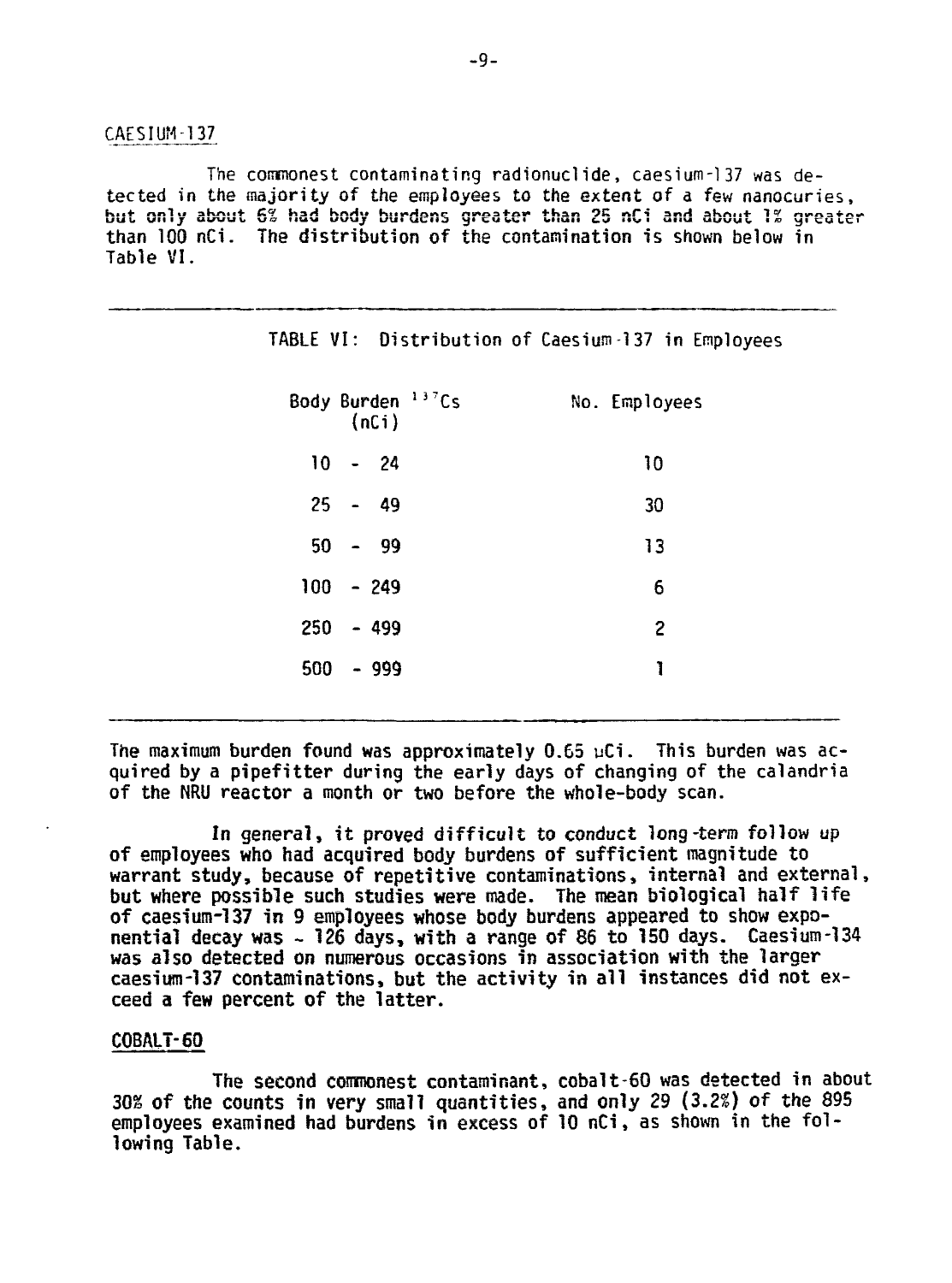## CAESIUM-137

The commonest contaminating radionuclide, caesium-137 was detected in the majority of the employees to the extent of a few nanocuries, but only about 6% had body burdens greater than 25 nCi and about 1% greater than 100 nCi. The distribution of the contamination is shown below in Table VI.

TABLE VI: Distribution of Caesium-137 in Employees

| Body Burden $^{137}Cs$ (nCi) | No. Employees |
|---|---|
| 10 - 24 | 10 |
| 25 - 49 | 30 |
| 50 - 99 | 13 |
| 100 - 249 | 6 |
| 250 - 499 | 2 |
| 500 - 999 | 1 |

The maximum burden found was approximately 0.65 μCi. This burden was acquired by a pipefitter during the early days of changing of the calandria of the NRU reactor a month or two before the whole-body scan.

In general, it proved difficult to conduct long-term follow up of employees who had acquired body burdens of sufficient magnitude to warrant study, because of repetitive contaminations, internal and external, but where possible such studies were made. The mean biological half life of caesium-137 in 9 employees whose body burdens appeared to show exponential decay was ~ 126 days, with a range of 86 to 150 days. Caesium-134 was also detected on numerous occasions in association with the larger caesium-137 contaminations, but the activity in all instances did not exceed a few percent of the latter.

## COBALT-60

The second commonest contaminant, cobalt-60 was detected in about 30% of the counts in very small quantities, and only 29 (3.2%) of the 895 employees examined had burdens in excess of 10 nCi, as shown in the following Table.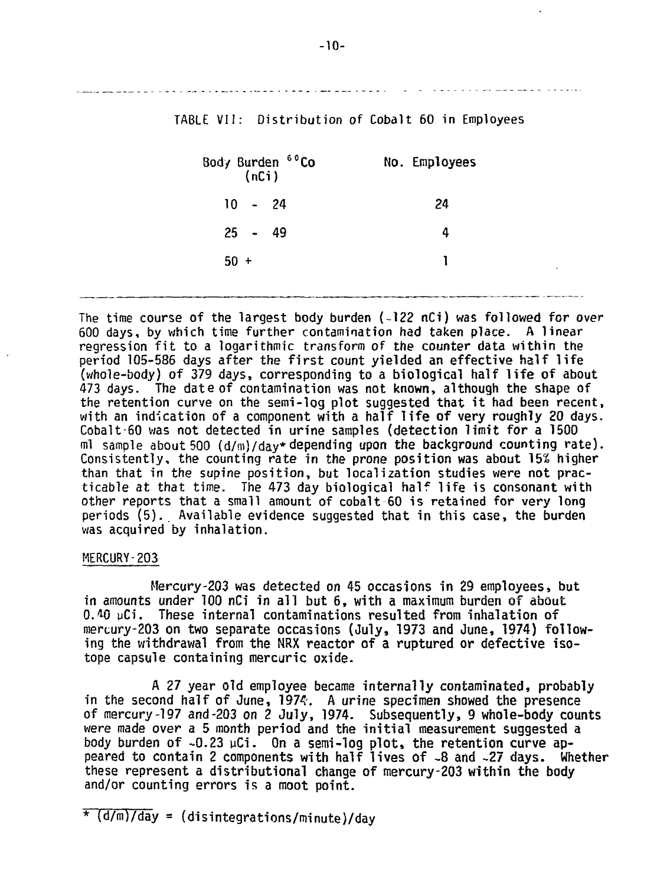TABLE VII: Distribution of Cobalt 60 in Employees

| Body Burden $^{60}Co$ (nCi) | No. Employees |
|---|---|
| 10 - 24 | 24 |
| 25 - 49 | 4 |
| 50 + | 1 |

The time course of the largest body burden (~122 nCi) was followed for over 600 days, by which time further contamination had taken place. A linear regression fit to a logarithmic transform of the counter data within the period 105-586 days after the first count yielded an effective half life (whole-body) of 379 days, corresponding to a biological half life of about 473 days. The date of contamination was not known, although the shape of the retention curve on the semi-log plot suggested that it had been recent, with an indication of a component with a half life of very roughly 20 days. Cobalt-60 was not detected in urine samples (detection limit for a 1500 ml sample about 500 (d/m)/day* depending upon the background counting rate). Consistently, the counting rate in the prone position was about 15% higher than that in the supine position, but localization studies were not practicable at that time. The 473 day biological half life is consonant with other reports that a small amount of cobalt-60 is retained for very long periods (5). Available evidence suggested that in this case, the burden was acquired by inhalation.

## MERCURY-203

Mercury-203 was detected on 45 occasions in 29 employees, but in amounts under 100 nCi in all but 6, with a maximum burden of about 0.40 μCi. These internal contaminations resulted from inhalation of mercury-203 on two separate occasions (July, 1973 and June, 1974) following the withdrawal from the NRX reactor of a ruptured or defective isotope capsule containing mercuric oxide.

A 27 year old employee became internally contaminated, probably in the second half of June, 1974. A urine specimen showed the presence of mercury-197 and-203 on 2 July, 1974. Subsequently, 9 whole-body counts were made over a 5 month period and the initial measurement suggested a body burden of ~0.23 μCi. On a semi-log plot, the retention curve appeared to contain 2 components with half lives of ~8 and ~27 days. Whether these represent a distributional change of mercury-203 within the body and/or counting errors is a moot point.

* (d/m)/day = (disintegrations/minute)/day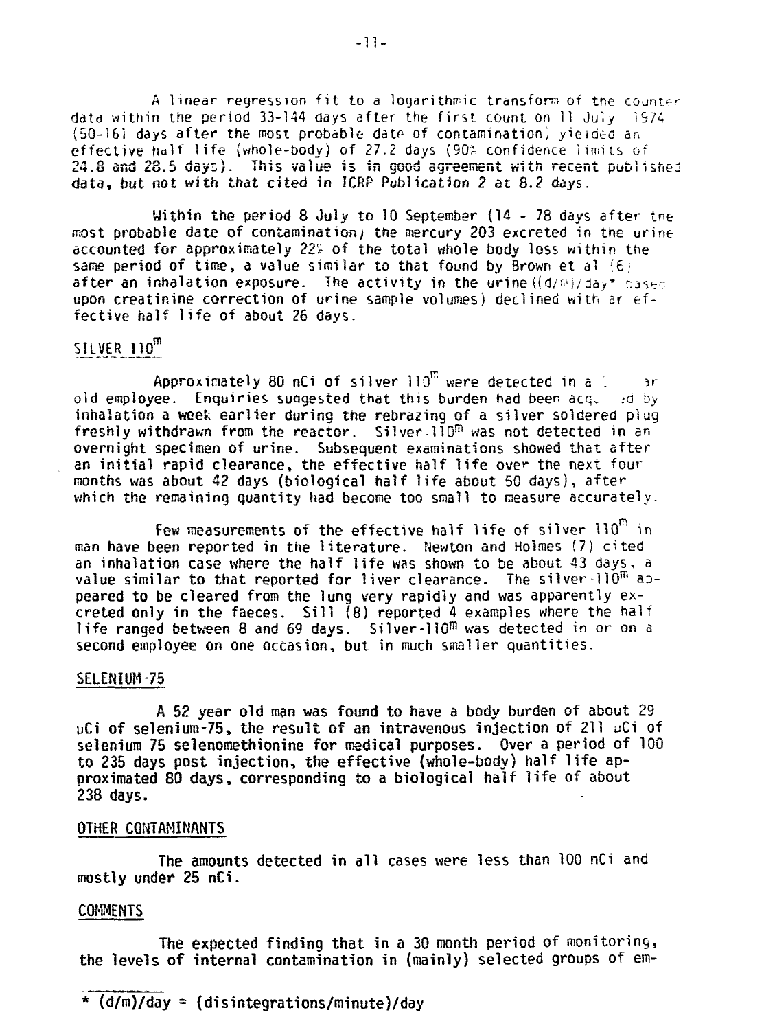A linear regression fit to a logarithmic transform of the counter data within the period 33-144 days after the first count on 11 July 1974 (50-161 days after the most probable date of contamination) yielded an effective half life (whole-body) of 27.2 days (90% confidence limits of 24.8 and 28.5 days). This value is in good agreement with recent published data, but not with that cited in ICRP Publication 2 at 8.2 days.

Within the period 8 July to 10 September (14 - 78 days after the most probable date of contamination) the mercury 203 excreted in the urine accounted for approximately 22% of the total whole body loss within the same period of time, a value similar to that found by Brown et al (6) after an inhalation exposure. The activity in the urine ((d/m)/day* based upon creatinine correction of urine sample volumes) declined with an effective half life of about 26 days.

## SILVER $110^m$

Approximately 80 nCi of silver $110^m$ were detected in a ar old employee. Enquiries suggested that this burden had been acq d by inhalation a week earlier during the rebrazing of a silver soldered plug freshly withdrawn from the reactor. Silver $110^m$ was not detected in an overnight specimen of urine. Subsequent examinations showed that after an initial rapid clearance, the effective half life over the next four months was about 42 days (biological half life about 50 days), after which the remaining quantity had become too small to measure accurately.

Few measurements of the effective half life of silver $110^m$ in man have been reported in the literature. Newton and Holmes (7) cited an inhalation case where the half life was shown to be about 43 days, a value similar to that reported for liver clearance. The silver-$110^m$ appeared to be cleared from the lung very rapidly and was apparently excreted only in the faeces. Sill (8) reported 4 examples where the half life ranged between 8 and 69 days. Silver-$110^m$ was detected in or on a second employee on one occasion, but in much smaller quantities.

## SELENIUM-75

A 52 year old man was found to have a body burden of about 29 μCi of selenium-75, the result of an intravenous injection of 211 μCi of selenium 75 selenomethionine for medical purposes. Over a period of 100 to 235 days post injection, the effective (whole-body) half life approximated 80 days, corresponding to a biological half life of about 238 days.

## OTHER CONTAMINANTS

The amounts detected in all cases were less than 100 nCi and mostly under 25 nCi.

## COMMENTS

The expected finding that in a 30 month period of monitoring, the levels of internal contamination in (mainly) selected groups of em-

---

* (d/m)/day = (disintegrations/minute)/day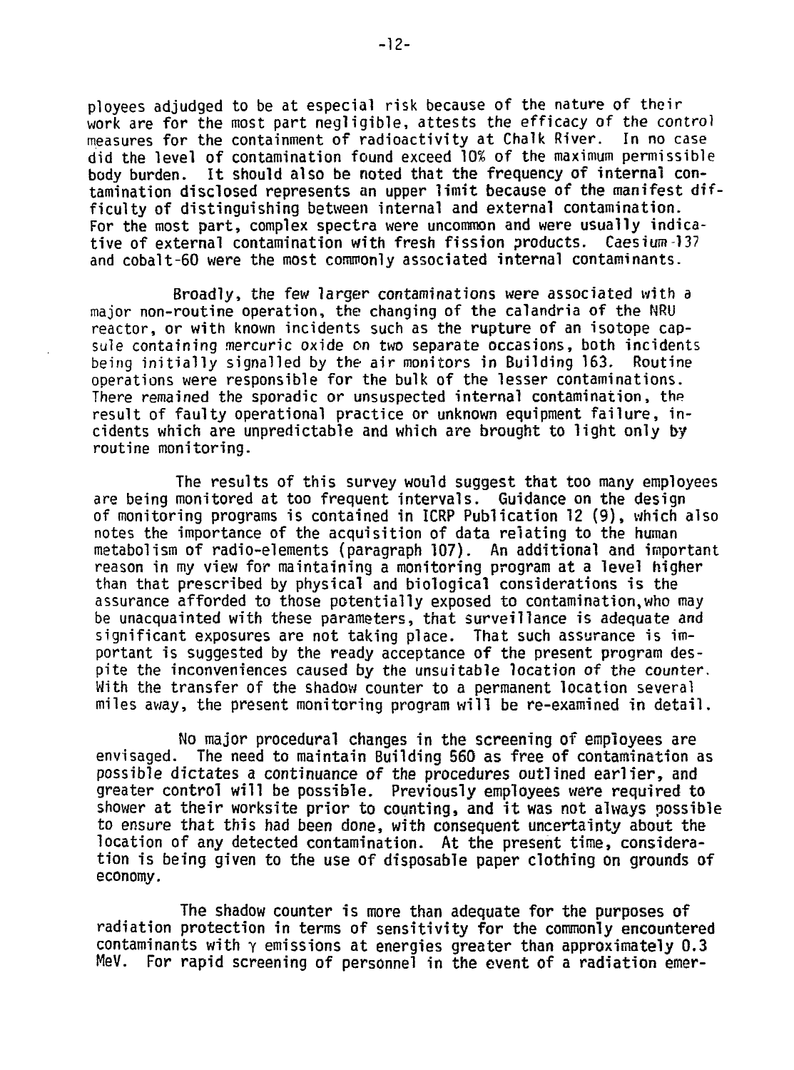ployees adjudged to be at especial risk because of the nature of their work are for the most part negligible, attests the efficacy of the control measures for the containment of radioactivity at Chalk River. In no case did the level of contamination found exceed 10% of the maximum permissible body burden. It should also be noted that the frequency of internal contamination disclosed represents an upper limit because of the manifest difficulty of distinguishing between internal and external contamination. For the most part, complex spectra were uncommon and were usually indicative of external contamination with fresh fission products. Caesium-137 and cobalt-60 were the most commonly associated internal contaminants.

Broadly, the few larger contaminations were associated with a major non-routine operation, the changing of the calandria of the NRU reactor, or with known incidents such as the rupture of an isotope capsule containing mercuric oxide on two separate occasions, both incidents being initially signalled by the air monitors in Building 163. Routine operations were responsible for the bulk of the lesser contaminations. There remained the sporadic or unsuspected internal contamination, the result of faulty operational practice or unknown equipment failure, incidents which are unpredictable and which are brought to light only by routine monitoring.

The results of this survey would suggest that too many employees are being monitored at too frequent intervals. Guidance on the design of monitoring programs is contained in ICRP Publication 12 (9), which also notes the importance of the acquisition of data relating to the human metabolism of radio-elements (paragraph 107). An additional and important reason in my view for maintaining a monitoring program at a level higher than that prescribed by physical and biological considerations is the assurance afforded to those potentially exposed to contamination, who may be unacquainted with these parameters, that surveillance is adequate and significant exposures are not taking place. That such assurance is important is suggested by the ready acceptance of the present program despite the inconveniences caused by the unsuitable location of the counter. With the transfer of the shadow counter to a permanent location several miles away, the present monitoring program will be re-examined in detail.

No major procedural changes in the screening of employees are envisaged. The need to maintain Building 560 as free of contamination as possible dictates a continuance of the procedures outlined earlier, and greater control will be possible. Previously employees were required to shower at their worksite prior to counting, and it was not always possible to ensure that this had been done, with consequent uncertainty about the location of any detected contamination. At the present time, consideration is being given to the use of disposable paper clothing on grounds of economy.

The shadow counter is more than adequate for the purposes of radiation protection in terms of sensitivity for the commonly encountered contaminants with $\gamma$ emissions at energies greater than approximately 0.3 MeV. For rapid screening of personnel in the event of a radiation emer-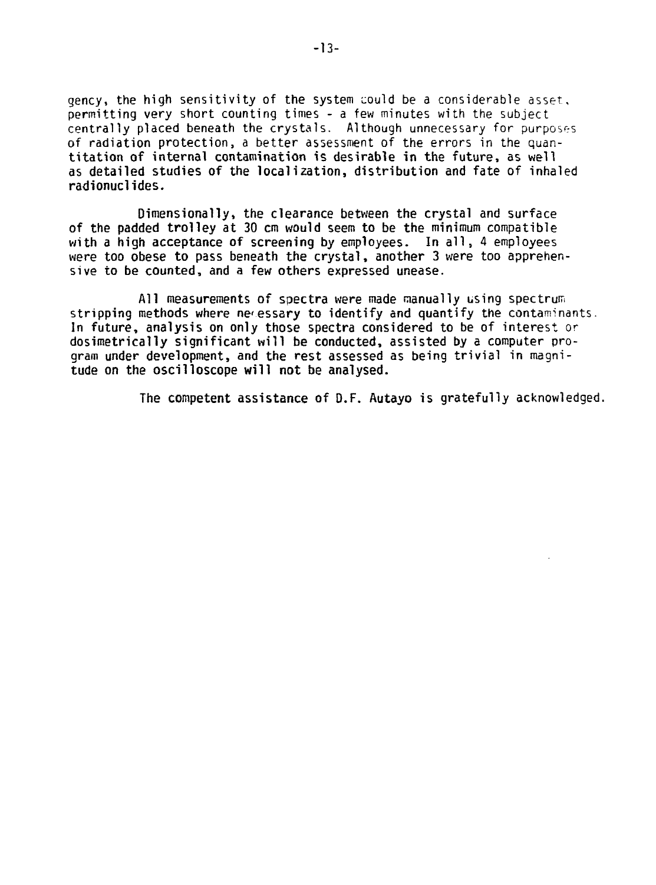gency, the high sensitivity of the system could be a considerable asset, permitting very short counting times - a few minutes with the subject centrally placed beneath the crystals. Although unnecessary for purposes of radiation protection, a better assessment of the errors in the quantitation of internal contamination is desirable in the future, as well as detailed studies of the localization, distribution and fate of inhaled radionuclides.

Dimensionally, the clearance between the crystal and surface of the padded trolley at 30 cm would seem to be the minimum compatible with a high acceptance of screening by employees. In all, 4 employees were too obese to pass beneath the crystal, another 3 were too apprehensive to be counted, and a few others expressed unease.

All measurements of spectra were made manually using spectrum stripping methods where necessary to identify and quantify the contaminants. In future, analysis on only those spectra considered to be of interest or dosimetrically significant will be conducted, assisted by a computer program under development, and the rest assessed as being trivial in magnitude on the oscilloscope will not be analysed.

The competent assistance of D.F. Autayo is gratefully acknowledged.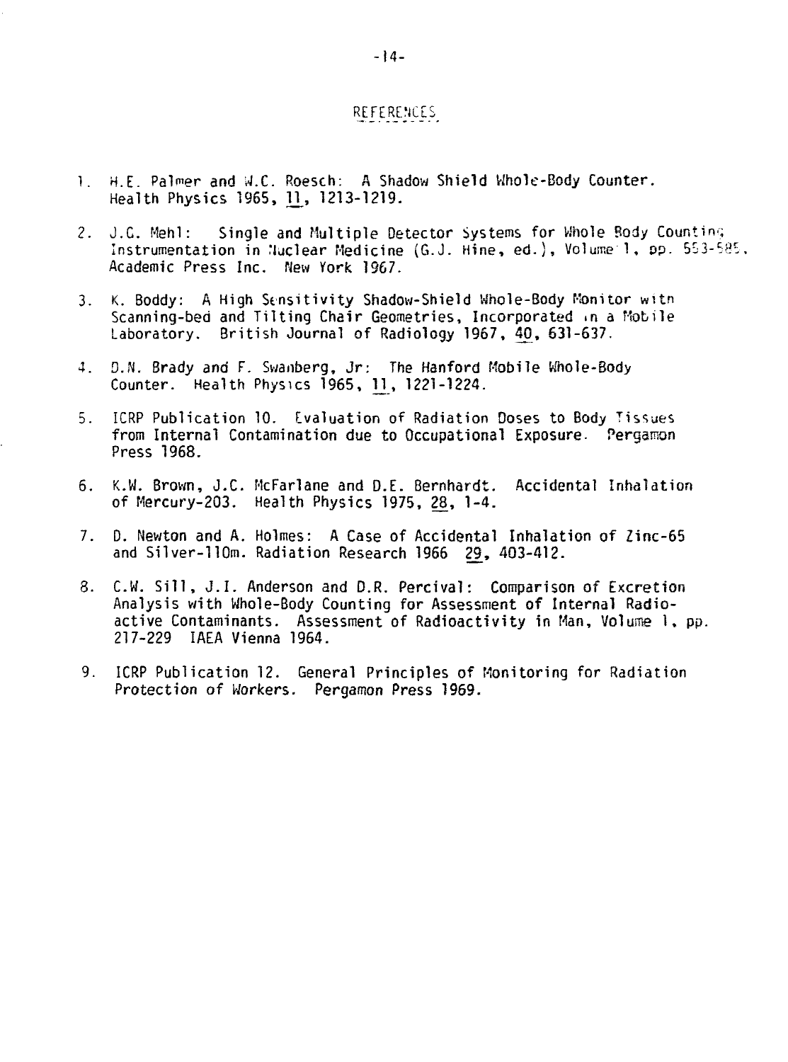## REFERENCES

1. H.E. Palmer and W.C. Roesch: A Shadow Shield Whole-Body Counter. Health Physics 1965, 11, 1213-1219.

2. J.C. Mehl: Single and Multiple Detector Systems for Whole Body Counting Instrumentation in Nuclear Medicine (G.J. Hine, ed.), Volume 1, pp. 553-585. Academic Press Inc. New York 1967.

3. K. Boddy: A High Sensitivity Shadow-Shield Whole-Body Monitor with Scanning-bed and Tilting Chair Geometries, Incorporated in a Mobile Laboratory. British Journal of Radiology 1967, 40, 631-637.

4. D.N. Brady and F. Swanberg, Jr: The Hanford Mobile Whole-Body Counter. Health Physics 1965, 11, 1221-1224.

5. ICRP Publication 10. Evaluation of Radiation Doses to Body Tissues from Internal Contamination due to Occupational Exposure. Pergamon Press 1968.

6. K.W. Brown, J.C. McFarlane and D.E. Bernhardt. Accidental Inhalation of Mercury-203. Health Physics 1975, 28, 1-4.

7. D. Newton and A. Holmes: A Case of Accidental Inhalation of Zinc-65 and Silver-110m. Radiation Research 1966 29, 403-412.

8. C.W. Sill, J.I. Anderson and D.R. Percival: Comparison of Excretion Analysis with Whole-Body Counting for Assessment of Internal Radioactive Contaminants. Assessment of Radioactivity in Man, Volume 1, pp. 217-229 IAEA Vienna 1964.

9. ICRP Publication 12. General Principles of Monitoring for Radiation Protection of Workers. Pergamon Press 1969.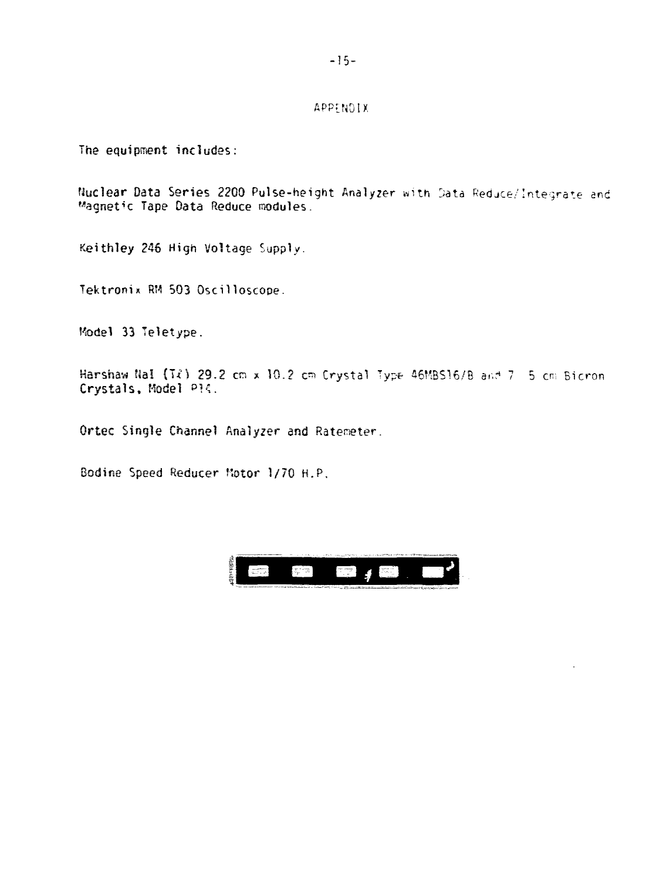# APPENDIX

The equipment includes:

Nuclear Data Series 2200 Pulse-height Analyzer with Data Reduce/Integrate and Magnetic Tape Data Reduce modules.

Keithley 246 High Voltage Supply.

Tektronix RM 503 Oscilloscope.

Model 33 Teletype.

Harshaw NaI (Tl) 29.2 cm x 10.2 cm Crystal Type 46MBS16/B and 7 5 cm Bicron Crystals, Model P14.

Ortec Single Channel Analyzer and Ratemeter.

Bodine Speed Reducer Motor 1/70 H.P.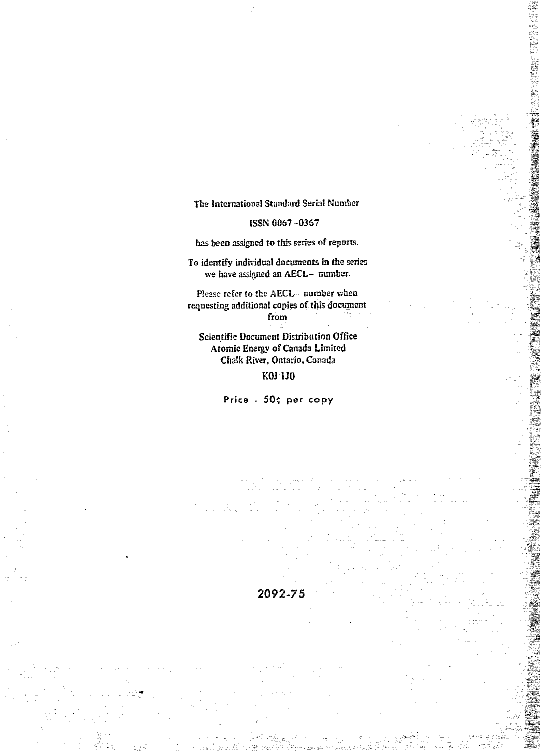The International Standard Serial Number

ISSN 0067-0367

has been assigned to this series of reports.

To identify individual documents in the series we have assigned an AECL- number.

Please refer to the AECL- number when requesting additional copies of this document from

Scientific Document Distribution Office
Atomic Energy of Canada Limited
Chalk River, Ontario, Canada

K0J 1J0

Price - 50¢ per copy

2092-75